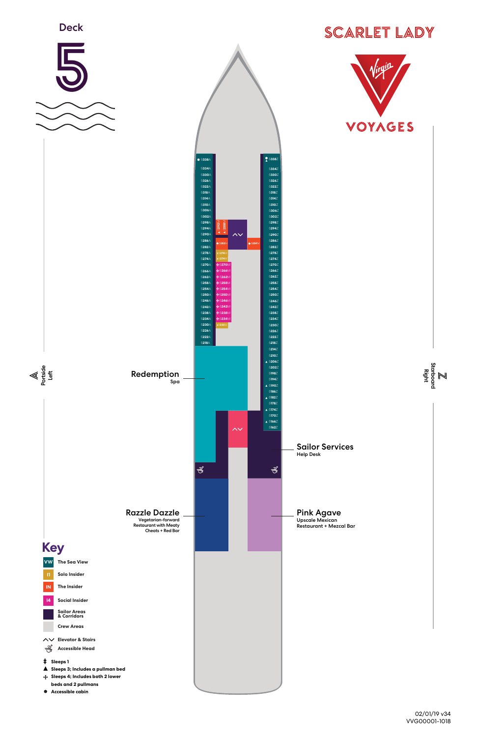# Deck 5

# SCARLET LADY

VIRGIN VOYAGES

Portside Left

Starboard Right

S338A
S334A
S330A
S326A
S322A
S318A
S314A
S310A
S306A
S302A
S298A
S294A
S290A
S286A
S282A
S278A
S274A
S270A
S266A
S262A
S258A
S254A
S250A
S246A
S242A
S238A
S234A
S230A
S226A
S222A
S218A

S292N
S288N
S282M
S278M
S274M
S270M
S266M
S262M
S258M
S254M
S250M
S246M
S242M
S238M
S234M
S230M
S284M

S338Z
S334Z
S330Z
S326Z
S322Z
S318Z
S314Z
S310Z
S306Z
S302Z
S298Z
S294Z
S290Z
S286Z
S282Z
S278Z
S274Z
S270Z
S266Z
S262Z
S258Z
S254Z
S250Z
S246Z
S242Z
S238Z
S234Z
S230Z
S226Z
S222Z
S218Z
S214Z
S210Z
S206Z
S202Z
S198Z
S194Z
S190Z
S186Z
S182Z
S178Z
S174Z
S170Z
S166Z
S162Z

**Redemption**
Spa

**Sailor Services**
Help Desk

**Razzle Dazzle**
Vegetarian-forward Restaurant with Meaty Cheats + Red Bar

**Pink Agave**
Upscale Mexican Restaurant + Mezcal Bar

## Key

- VW — The Sea View
- I1 — Solo Insider
- IN — The Insider
- I4 — Social Insider
- Sailor Areas & Corridors
- Crew Areas
- Elevator & Stairs
- Accessible Head

- ‡ Sleeps 1
- ▲ Sleeps 3; Includes a pullman bed
- + Sleeps 4; Includes both 2 lower beds and 2 pullmans
- ● Accessible cabin

02/01/19 v34
VVG00001-1018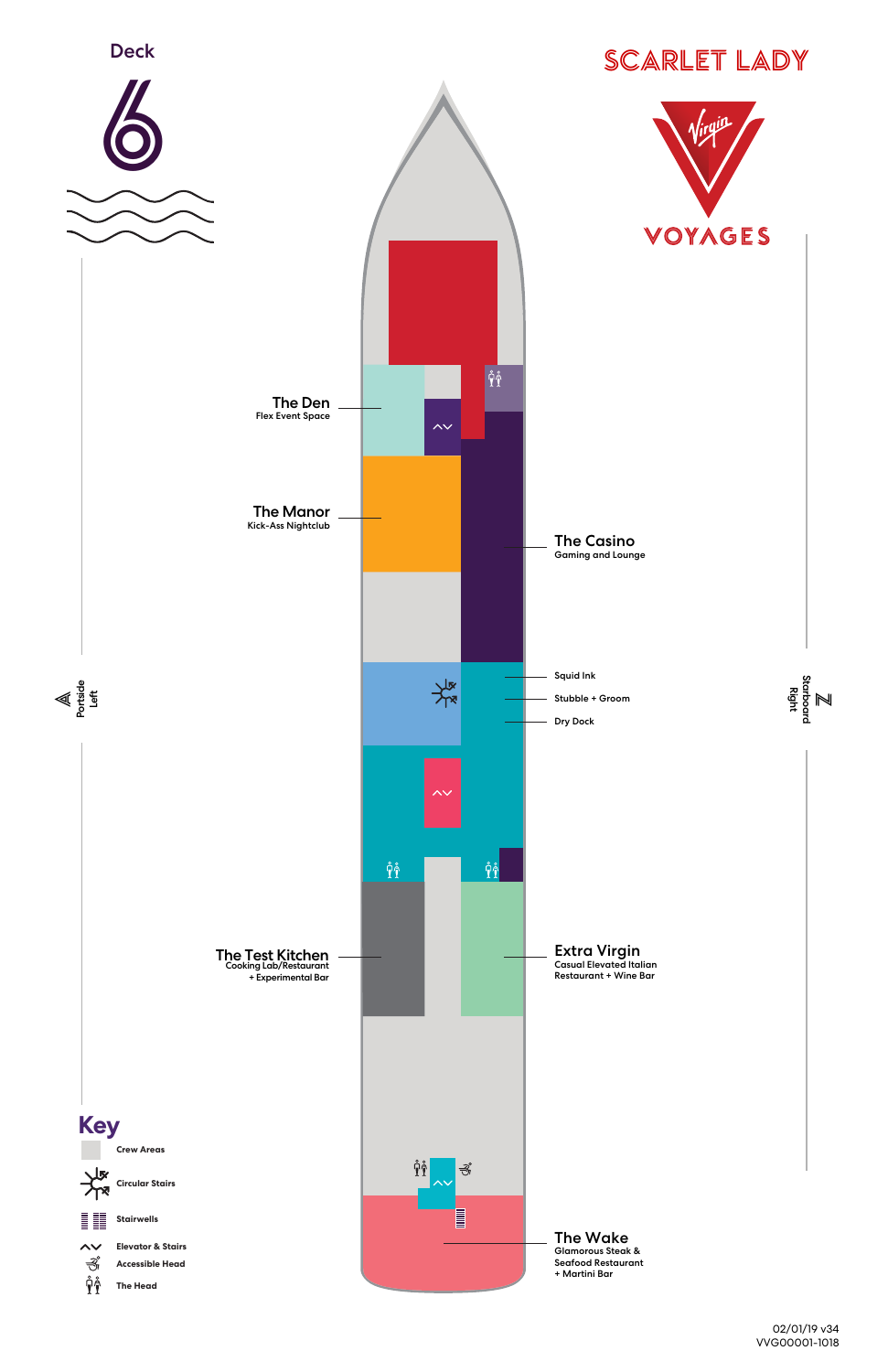# Deck 6

# SCARLET LADY

VIRGIN VOYAGES

Portside Left

Starboard Right

**The Den**
Flex Event Space

**The Manor**
Kick-Ass Nightclub

**The Casino**
Gaming and Lounge

Squid Ink

Stubble + Groom

Dry Dock

**The Test Kitchen**
Cooking Lab/Restaurant + Experimental Bar

**Extra Virgin**
Casual Elevated Italian Restaurant + Wine Bar

**The Wake**
Glamorous Steak & Seafood Restaurant + Martini Bar

## Key

- Crew Areas
- Circular Stairs
- Stairwells
- Elevator & Stairs
- Accessible Head
- The Head

02/01/19 v34
VVG00001-1018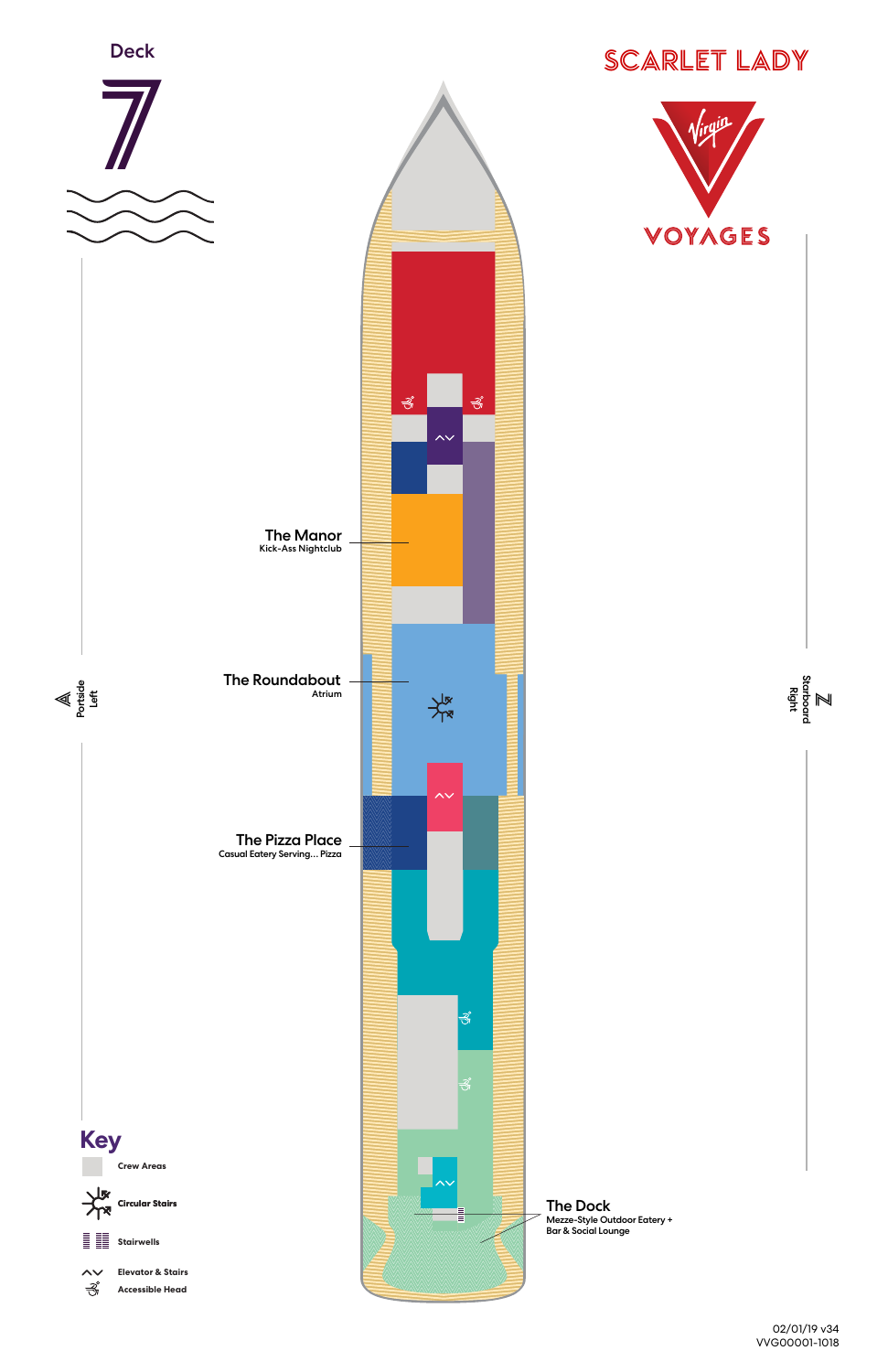# Deck 7

## SCARLET LADY

Virgin VOYAGES

**The Manor**
Kick-Ass Nightclub

**The Roundabout**
Atrium

**The Pizza Place**
Casual Eatery Serving... Pizza

**The Dock**
Mezze-Style Outdoor Eatery + Bar & Social Lounge

Portside Left

Starboard Right

## Key

- Crew Areas
- Circular Stairs
- Stairwells
- Elevator & Stairs
- Accessible Head

02/01/19 v34
VVG00001-1018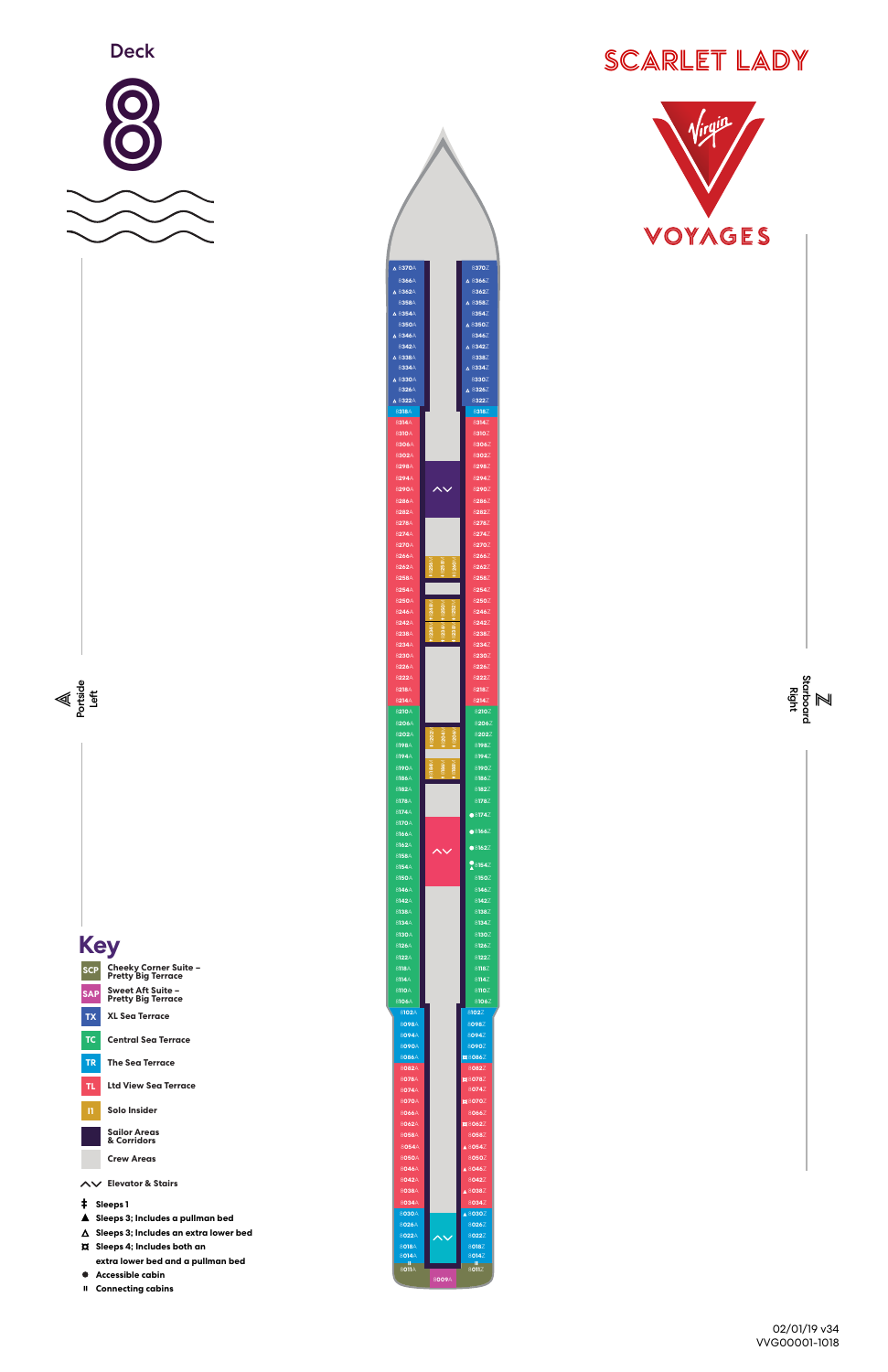# Deck 8

# SCARLET LADY

VIRGIN VOYAGES

Portside Left

Starboard Right

## Key

- **SCP** Cheeky Corner Suite – Pretty Big Terrace
- **SAP** Sweet Aft Suite – Pretty Big Terrace
- **TX** XL Sea Terrace
- **TC** Central Sea Terrace
- **TR** The Sea Terrace
- **TL** Ltd View Sea Terrace
- **I1** Solo Insider
- Sailor Areas & Corridors
- Crew Areas
- Elevator & Stairs
- ‡ Sleeps 1
- ▲ Sleeps 3; Includes a pullman bed
- △ Sleeps 3; Includes an extra lower bed
- ⌑ Sleeps 4; Includes both an extra lower bed and a pullman bed
- ● Accessible cabin
- ⏸ Connecting cabins

| Portside (A) | Starboard (Z) |
|---|---|
| 8370A | 8370Z |
| 8366A | 8366Z |
| 8362A | 8362Z |
| 8358A | 8358Z |
| 8354A | 8354Z |
| 8350A | 8350Z |
| 8346A | 8346Z |
| 8342A | 8342Z |
| 8338A | 8338Z |
| 8334A | 8334Z |
| 8330A | 8330Z |
| 8326A | 8326Z |
| 8322A | 8322Z |
| 8318A | 8318Z |
| 8314A | 8314Z |
| 8310A | 8310Z |
| 8306A | 8306Z |
| 8302A | 8302Z |
| 8298A | 8298Z |
| 8294A | 8294Z |
| 8290A | 8290Z |
| 8286A | 8286Z |
| 8282A | 8282Z |
| 8278A | 8278Z |
| 8274A | 8274Z |
| 8270A | 8270Z |
| 8266A | 8266Z |
| 8262A | 8262Z |
| 8258A | 8258Z |
| 8254A | 8254Z |
| 8250A | 8250Z |
| 8246A | 8246Z |
| 8242A | 8242Z |
| 8238A | 8238Z |
| 8234A | 8234Z |
| 8230A | 8230Z |
| 8226A | 8226Z |
| 8222A | 8222Z |
| 8218A | 8218Z |
| 8214A | 8214Z |
| 8210A | 8210Z |
| 8206A | 8206Z |
| 8202A | 8202Z |
| 8198A | 8198Z |
| 8194A | 8194Z |
| 8190A | 8190Z |
| 8186A | 8186Z |
| 8182A | 8182Z |
| 8178A | 8178Z |
| 8174A | 8174Z |
| 8170A | 8166Z |
| 8166A | 8162Z |
| 8162A | 8154Z |
| 8158A | 8150Z |
| 8154A | 8146Z |
| 8150A | 8142Z |
| 8146A | 8138Z |
| 8142A | 8134Z |
| 8138A | 8130Z |
| 8134A | 8126Z |
| 8130A | 8122Z |
| 8126A | 8118Z |
| 8122A | 8114Z |
| 8118A | 8110Z |
| 8114A | 8106Z |
| 8110A | 8102Z |
| 8106A | 8098Z |
| 8102A | 8094Z |
| 8098A | 8090Z |
| 8094A | 8086Z |
| 8090A | 8082Z |
| 8086A | 8078Z |
| 8082A | 8074Z |
| 8078A | 8070Z |
| 8074A | 8066Z |
| 8070A | 8062Z |
| 8066A | 8058Z |
| 8062A | 8054Z |
| 8058A | 8050Z |
| 8054A | 8046Z |
| 8050A | 8042Z |
| 8046A | 8038Z |
| 8042A | 8034Z |
| 8038A | 8030Z |
| 8034A | 8026Z |
| 8030A | 8022Z |
| 8026A | 8018Z |
| 8022A | 8014Z |
| 8018A | 8011Z |
| 8014A | |
| 8011A | |

Solo Insider (center): 8256Z, 8258Z, 8260Z, 8248Z, 8250Z, 8252Z, 8236Z, 8238Z, 8240Z, 8202Z, 8204Z, 8206Z, 8184Z, 8186Z, 8188Z

Aft: 8009A

02/01/19 v34
VVG00001-1018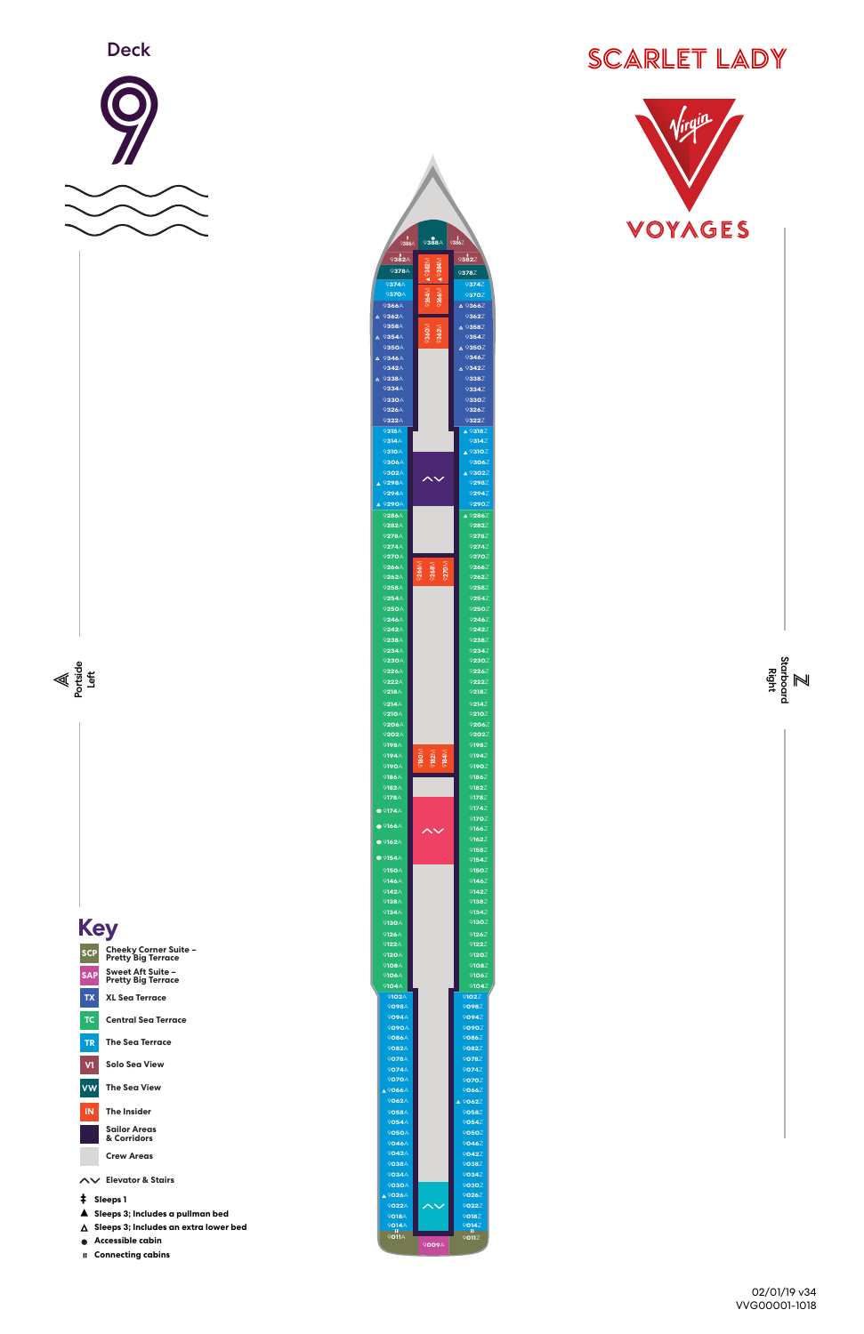# Deck 9

# SCARLET LADY

VIRGIN VOYAGES

Portside Left

Starboard Right

9386A 9388A 9386Z

9382A 9382Z

9378A 9378Z

9374A 9374Z

9370A 9370Z

9366A 9366Z

9362A 9362Z

9358A 9358Z

9354A 9354Z

9350A 9350Z

9346A 9346Z

9342A 9342Z

9338A 9338Z

9334A 9334Z

9330A 9330Z

9326A 9326Z

9322A 9322Z

9318A 9318Z

9314A 9314Z

9310A 9310Z

9306A 9306Z

9302A 9302Z

9298A 9298Z

9294A 9294Z

9290A 9290Z

9286A 9286Z

9282A 9282Z

9278A 9278Z

9274A 9274Z

9270A 9270Z

9266A 9266Z

9262A 9262Z

9258A 9258Z

9254A 9254Z

9250A 9250Z

9246A 9246Z

9242A 9242Z

9238A 9238Z

9234A 9234Z

9230A 9230Z

9226A 9226Z

9222A 9222Z

9218A 9218Z

9214A 9214Z

9210A 9210Z

9206A 9206Z

9202A 9202Z

9198A 9198Z

9194A 9194Z

9190A 9190Z

9186A 9186Z

9182A 9182Z

9178A 9178Z

9174A 9174Z

9170Z

9166A 9166Z

9162A 9162Z

9158Z

9154A 9154Z

9150A 9150Z

9146A 9146Z

9142A 9142Z

9138A 9138Z

9134A 9134Z

9130A 9130Z

9126A 9126Z

9122A 9122Z

9120A 9120Z

9108A 9108Z

9106A 9106Z

9104A 9104Z

9102A 9102Z

9098A 9098Z

9094A 9094Z

9090A 9090Z

9086A 9086Z

9082A 9082Z

9078A 9078Z

9074A 9074Z

9070A 9070Z

9066A 9066Z

9062A 9062Z

9058A 9058Z

9054A 9054Z

9050A 9050Z

9046A 9046Z

9042A 9042Z

9038A 9038Z

9034A 9034Z

9030A 9030Z

9026A 9026Z

9022A 9022Z

9018A 9018Z

9014A 9014Z

9011A 9009A 9011Z

Interior: 9382M 9384M 9386M 9364M 9366M 9368M 9360M 9362M 9266M 9268M 9270M 9180M 9182M 9184M

## Key

| Code | Description |
|---|---|
| SCP | Cheeky Corner Suite – Pretty Big Terrace |
| SAP | Sweet Aft Suite – Pretty Big Terrace |
| TX | XL Sea Terrace |
| TC | Central Sea Terrace |
| TR | The Sea Terrace |
| VI | Solo Sea View |
| VW | The Sea View |
| IN | The Insider |
| | Sailor Areas & Corridors |
| | Crew Areas |

- Elevator & Stairs
- ‡ Sleeps 1
- ▲ Sleeps 3; Includes a pullman bed
- △ Sleeps 3; Includes an extra lower bed
- ● Accessible cabin
- II Connecting cabins

02/01/19 v34
VVG00001-1018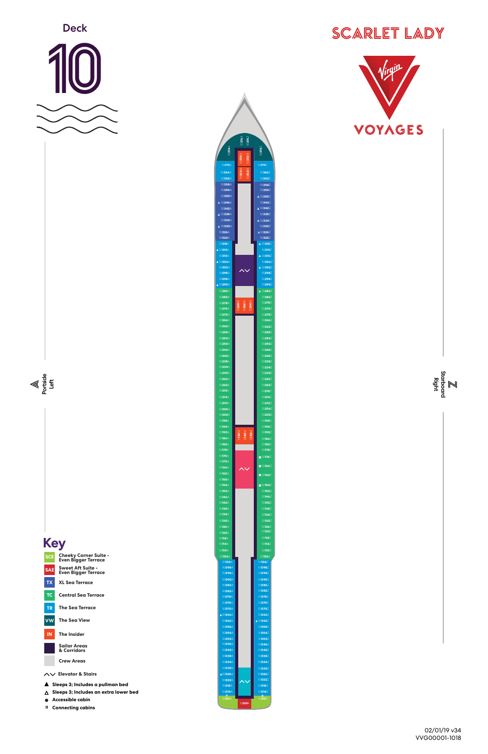# Deck 10

# SCARLET LADY

VIRGIN VOYAGES

Portside Left

Starboard Right

10374A 10376A 10376Z 10374Z

10372A 10372Z 10370A 10370Z 10368A 10368Z 10364A 10364Z

10366A 10362A 10358A 10354A 10350A 10346A 10342A 10338A 10334A 10330A 10326A 10322A 10318A 10314A 10310A 10306A 10302A 10298A 10294A 10290A 10286A 10282A 10278A 10274A 10270A 10266A 10262A 10258A 10254A 10250A 10246A 10242A 10238A 10234A 10230A 10226A 10222A 10218A 10214A 10210A 10206A 10202A 10198A 10194A 10190A 10186A 10182A 10178A 10174A 10170A 10166A 10162A 10158A 10154A 10150A 10146A 10142A 10138A 10134A 10130A 10126A 10122A 10118A 10114A 10110A 10106A 10102A 10098A 10094A 10090A 10086A 10082A 10078A 10074A 10070A 10066A 10062A 10058A 10054A 10050A 10046A 10042A 10038A 10034A 10030A 10026A 10022A 10018A 10014A 10011A

10366Z 10362Z 10358Z 10354Z 10350Z 10346Z 10342Z 10338Z 10334Z 10330Z 10326Z 10322Z 10318Z 10314Z 10310Z 10306Z 10302Z 10298Z 10294Z 10290Z 10286Z 10282Z 10278Z 10274Z 10270Z 10266Z 10262Z 10258Z 10254Z 10250Z 10246Z 10242Z 10238Z 10234Z 10230Z 10226Z 10222Z 10218Z 10214Z 10210Z 10206Z 10202Z 10198Z 10194Z 10190Z 10186Z 10182Z 10178Z 10174Z 10166Z 10162Z 10154Z 10150Z 10146Z 10142Z 10138Z 10134Z 10130Z 10126Z 10122Z 10118Z 10114Z 10110Z 10106Z 10102Z 10098Z 10094Z 10090Z 10086Z 10082Z 10078Z 10074Z 10070Z 10066Z 10062Z 10058Z 10054Z 10050Z 10046Z 10042Z 10038Z 10034Z 10030Z 10026Z 10022Z 10018Z 10014Z 10011Z

10282A 10282Z 10284A 10284Z

10188A 10188Z 10184A 10184Z

10009A

## Key

- SCE — Cheeky Corner Suite - Even Bigger Terrace
- SAE — Sweet Aft Suite - Even Bigger Terrace
- TX — XL Sea Terrace
- TC — Central Sea Terrace
- TR — The Sea Terrace
- VW — The Sea View
- IN — The Insider
- Sailor Areas & Corridors
- Crew Areas
- ⋀⋁ Elevator & Stairs
- ▲ Sleeps 3; Includes a pullman bed
- △ Sleeps 3; Includes an extra lower bed
- ● Accessible cabin
- II Connecting cabins

02/01/19 v34
VVG00001-1018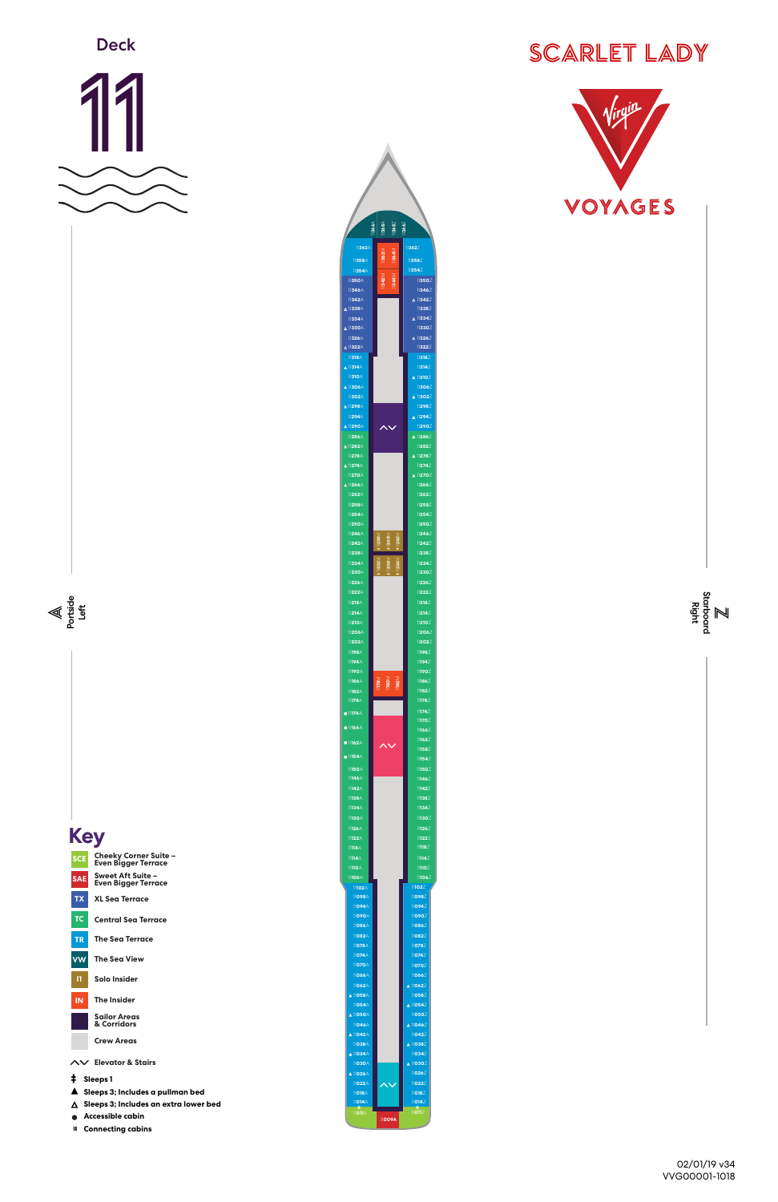# Deck 11

## SCARLET LADY

VIRGIN VOYAGES

Portside Left

Starboard Right

## Key

| Code | Description |
| --- | --- |
| SCE | Cheeky Corner Suite – Even Bigger Terrace |
| SAE | Sweet Aft Suite – Even Bigger Terrace |
| TX | XL Sea Terrace |
| TC | Central Sea Terrace |
| TR | The Sea Terrace |
| VW | The Sea View |
| I1 | Solo Insider |
| IN | The Insider |
|  | Sailor Areas & Corridors |
|  | Crew Areas |

- Elevator & Stairs
- ‡ Sleeps 1
- ▲ Sleeps 3; Includes a pullman bed
- △ Sleeps 3; Includes an extra lower bed
- ● Accessible cabin
- ⁞ Connecting cabins

02/01/19 v34
VVG00001-1018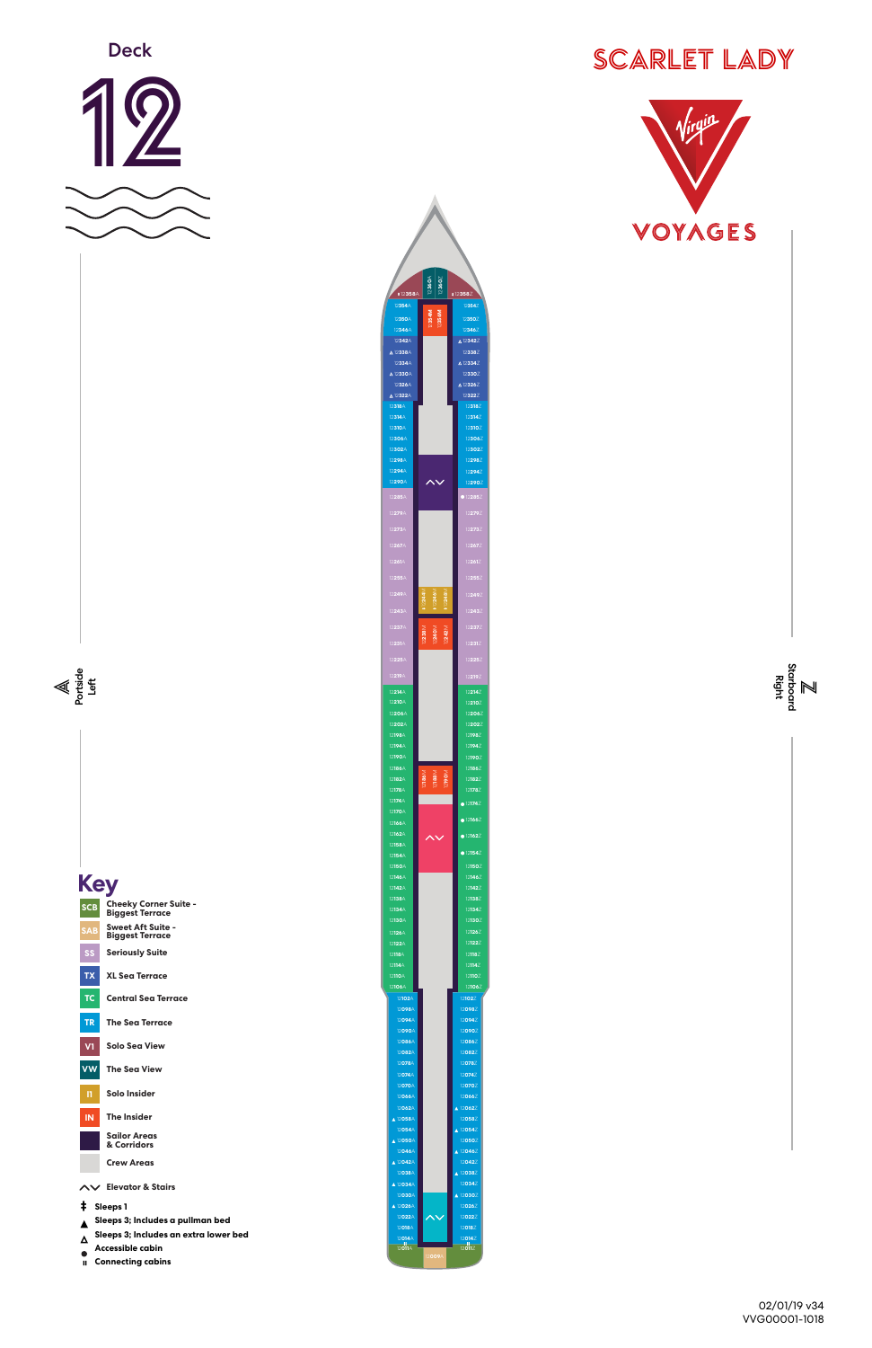# Deck 12

# SCARLET LADY

VIRGIN VOYAGES

Portside Left

Starboard Right

## Key

| Code | Description |
| --- | --- |
| SCB | Cheeky Corner Suite - Biggest Terrace |
| SAB | Sweet Aft Suite - Biggest Terrace |
| SS | Seriously Suite |
| TX | XL Sea Terrace |
| TC | Central Sea Terrace |
| TR | The Sea Terrace |
| V1 | Solo Sea View |
| VW | The Sea View |
| I1 | Solo Insider |
| IN | The Insider |
|  | Sailor Areas & Corridors |
|  | Crew Areas |

- Elevator & Stairs
- ‡ Sleeps 1
- ▲ Sleeps 3; Includes a pullman bed
- △ Sleeps 3; Includes an extra lower bed
- ● Accessible cabin
- ıı Connecting cabins

02/01/19 v34
VVG00001-1018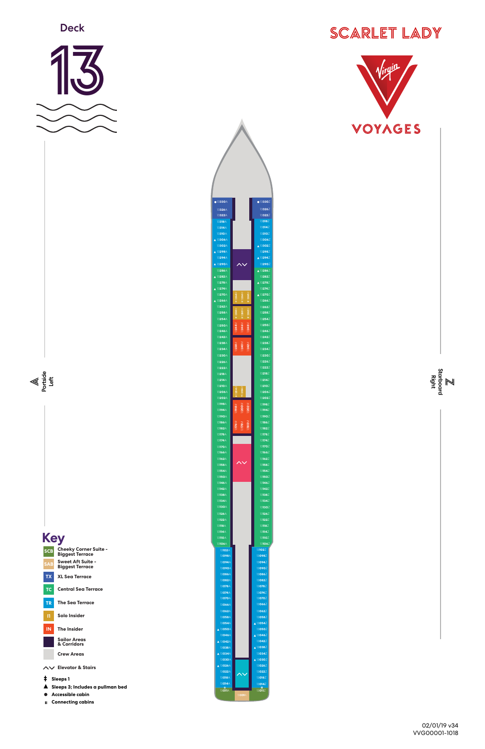# Deck 13

**SCARLET LADY**

VIRGIN VOYAGES

Portside Left

Starboard Right

## Key

- **SCB** Cheeky Corner Suite - Biggest Terrace
- **SAB** Sweet Aft Suite - Biggest Terrace
- **TX** XL Sea Terrace
- **TC** Central Sea Terrace
- **TR** The Sea Terrace
- **I1** Solo Insider
- **IN** The Insider
- Sailor Areas & Corridors
- Crew Areas
- Elevator & Stairs
- ‡ Sleeps 1
- ▲ Sleeps 3; Includes a pullman bed
- ● Accessible cabin
- ıı Connecting cabins

Portside cabins (bow to aft): 13330A, 13326A, 13322A, 13318A, 13314A, 13310A, 13306A, 13302A, 13298A, 13294A, 13290A, 13286A, 13282A, 13278A, 13274A, 13270A, 13266A, 13262A, 13258A, 13254A, 13250A, 13246A, 13242A, 13238A, 13234A, 13230A, 13226A, 13222A, 13218A, 13214A, 13210A, 13206A, 13202A, 13198A, 13194A, 13190A, 13186A, 13182A, 13178A, 13174A, 13170A, 13166A, 13162A, 13158A, 13154A, 13150A, 13146A, 13142A, 13138A, 13134A, 13130A, 13126A, 13122A, 13118A, 13114A, 13110A, 13106A, 13102A, 13098A, 13094A, 13090A, 13086A, 13082A, 13078A, 13074A, 13070A, 13066A, 13062A, 13058A, 13054A, 13050A, 13046A, 13042A, 13038A, 13034A, 13030A, 13026A, 13022A, 13018A, 13014A, 13011A

Starboard cabins (bow to aft): 13330Z, 13326Z, 13322Z, 13318Z, 13314Z, 13310Z, 13306Z, 13302Z, 13298Z, 13294Z, 13290Z, 13286Z, 13282Z, 13278Z, 13274Z, 13270Z, 13266Z, 13262Z, 13258Z, 13254Z, 13250Z, 13246Z, 13242Z, 13238Z, 13234Z, 13230Z, 13226Z, 13222Z, 13218Z, 13214Z, 13210Z, 13206Z, 13202Z, 13198Z, 13194Z, 13190Z, 13186Z, 13182Z, 13178Z, 13174Z, 13170Z, 13166Z, 13162Z, 13158Z, 13154Z, 13150Z, 13146Z, 13142Z, 13138Z, 13134Z, 13130Z, 13126Z, 13122Z, 13118Z, 13114Z, 13110Z, 13106Z, 13102Z, 13098Z, 13094Z, 13090Z, 13086Z, 13082Z, 13078Z, 13074Z, 13070Z, 13066Z, 13062Z, 13058Z, 13054Z, 13050Z, 13046Z, 13042Z, 13038Z, 13034Z, 13030Z, 13026Z, 13022Z, 13018Z, 13014Z, 13011Z

Aft center: 13009

02/01/19 v34
VVG00001-1018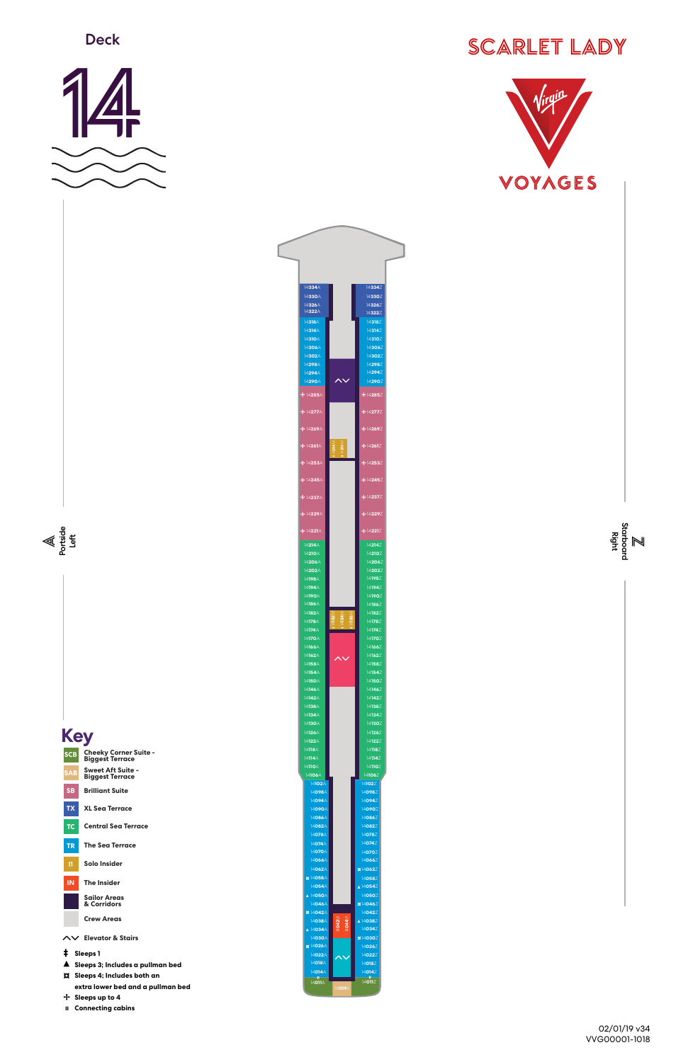# Deck 14

**SCARLET LADY**

**VIRGIN VOYAGES**

Portside Left | Starboard Right

| Portside (A) | Starboard (Z) |
|---|---|
| 14334A | 14334Z |
| 14330A | 14330Z |
| 14326A | 14326Z |
| 14322A | 14322Z |
| 14318A | 14318Z |
| 14314A | 14314Z |
| 14310A | 14310Z |
| 14306A | 14306Z |
| 14302A | 14302Z |
| 14298A | 14298Z |
| 14294A | 14294Z |
| 14290A | 14290Z |
| 14285A | 14285Z |
| 14277A | 14277Z |
| 14269A | 14269Z |
| 14261A | 14261Z |
| 14253A | 14253Z |
| 14245A | 14245Z |
| 14237A | 14237Z |
| 14229A | 14229Z |
| 14221A | 14221Z |
| 14214A | 14214Z |
| 14210A | 14210Z |
| 14206A | 14206Z |
| 14202A | 14202Z |
| 14198A | 14198Z |
| 14194A | 14194Z |
| 14190A | 14190Z |
| 14186A | 14186Z |
| 14182A | 14182Z |
| 14178A | 14178Z |
| 14174A | 14174Z |
| 14170A | 14170Z |
| 14166A | 14166Z |
| 14162A | 14162Z |
| 14158A | 14158Z |
| 14154A | 14154Z |
| 14150A | 14150Z |
| 14146A | 14146Z |
| 14142A | 14142Z |
| 14138A | 14138Z |
| 14134A | 14134Z |
| 14130A | 14130Z |
| 14126A | 14126Z |
| 14122A | 14122Z |
| 14118A | 14118Z |
| 14114A | 14114Z |
| 14110A | 14110Z |
| 14106A | 14106Z |
| 14102A | 14102Z |
| 14098A | 14098Z |
| 14094A | 14094Z |
| 14090A | 14090Z |
| 14086A | 14086Z |
| 14082A | 14082Z |
| 14078A | 14078Z |
| 14074A | 14074Z |
| 14070A | 14070Z |
| 14066A | 14066Z |
| 14062A | 14062Z |
| 14058A | 14058Z |
| 14054A | 14054Z |
| 14050A | 14050Z |
| 14046A | 14046Z |
| 14042A | 14042Z |
| 14038A | 14038Z |
| 14034A | 14034Z |
| 14030A | 14030Z |
| 14026A | 14026Z |
| 14022A | 14022Z |
| 14018A | 14018Z |
| 14014A | 14014Z |
| 14011A | 14011Z |

Center: 14254A, 14256A, 14182A, 14184A, 14186A, 14042A, 14044A, 14009A

## Key

- **SCB** Cheeky Corner Suite - Biggest Terrace
- **SAB** Sweet Aft Suite - Biggest Terrace
- **SB** Brilliant Suite
- **TX** XL Sea Terrace
- **TC** Central Sea Terrace
- **TR** The Sea Terrace
- **I1** Solo Insider
- **IN** The Insider
- Sailor Areas & Corridors
- Crew Areas
- Elevator & Stairs
- ‡ Sleeps 1
- ▲ Sleeps 3; Includes a pullman bed
- ⌑ Sleeps 4; Includes both an extra lower bed and a pullman bed
- ✛ Sleeps up to 4
- ⅱ Connecting cabins

02/01/19 v34
VVG00001-1018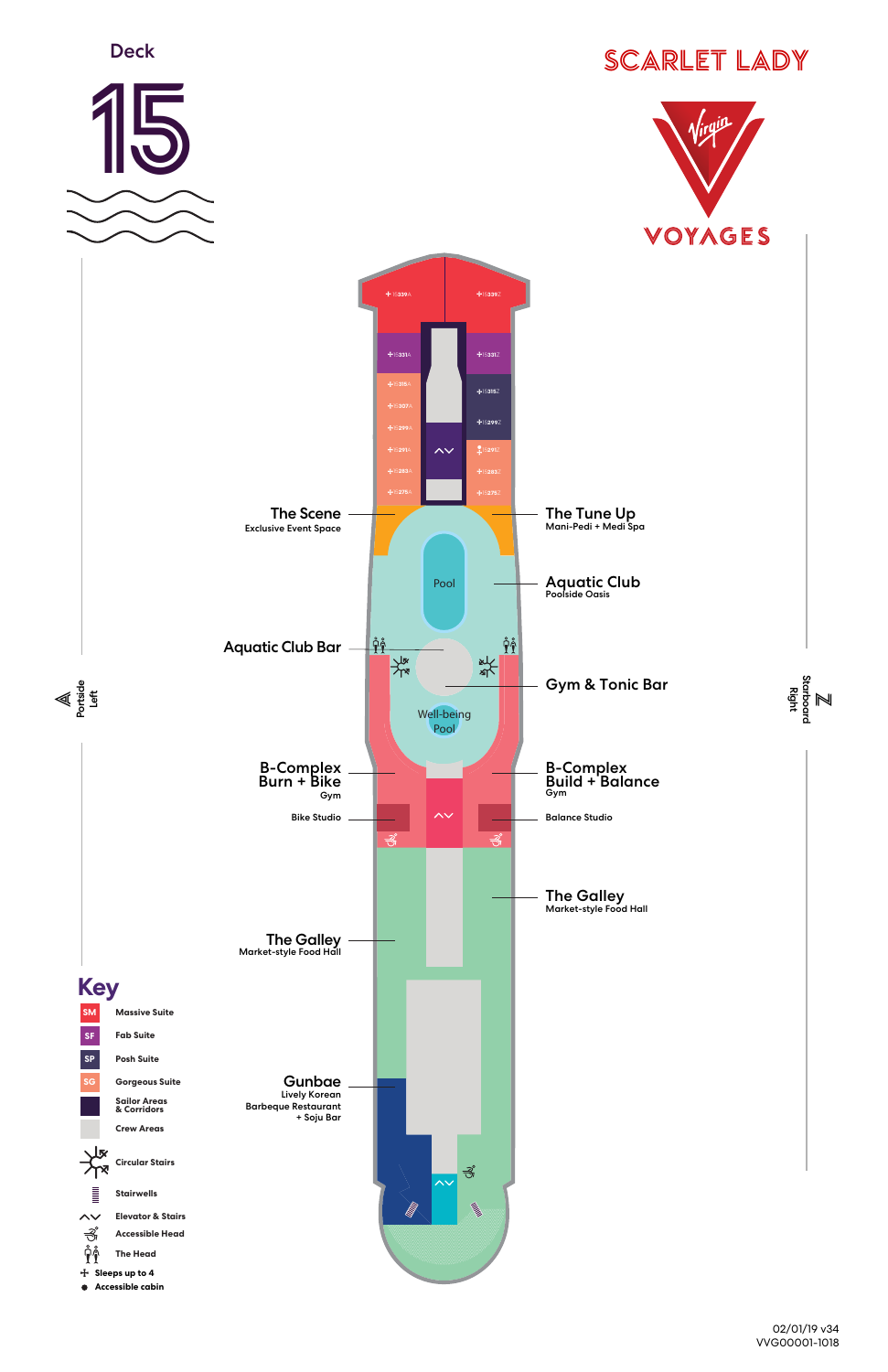# Deck 15

# SCARLET LADY

VIRGIN VOYAGES

Portside Left

Starboard Right

15339A

15339Z

15331A

15331Z

15315A

15315Z

15307A

15299A

15299Z

15291A

15291Z

15283A

15283Z

15275A

15275Z

**The Scene**
Exclusive Event Space

**The Tune Up**
Mani-Pedi + Medi Spa

Pool

**Aquatic Club**
Poolside Oasis

**Aquatic Club Bar**

**Gym & Tonic Bar**

Well-being Pool

**B-Complex Burn + Bike**
Gym

**B-Complex Build + Balance**
Gym

Bike Studio

Balance Studio

**The Galley**
Market-style Food Hall

**The Galley**
Market-style Food Hall

**Gunbae**
Lively Korean Barbeque Restaurant + Soju Bar

## Key

- SM Massive Suite
- SF Fab Suite
- SP Posh Suite
- SG Gorgeous Suite
- Sailor Areas & Corridors
- Crew Areas
- Circular Stairs
- Stairwells
- Elevator & Stairs
- Accessible Head
- The Head
- Sleeps up to 4
- Accessible cabin

02/01/19 v34
VVG00001-1018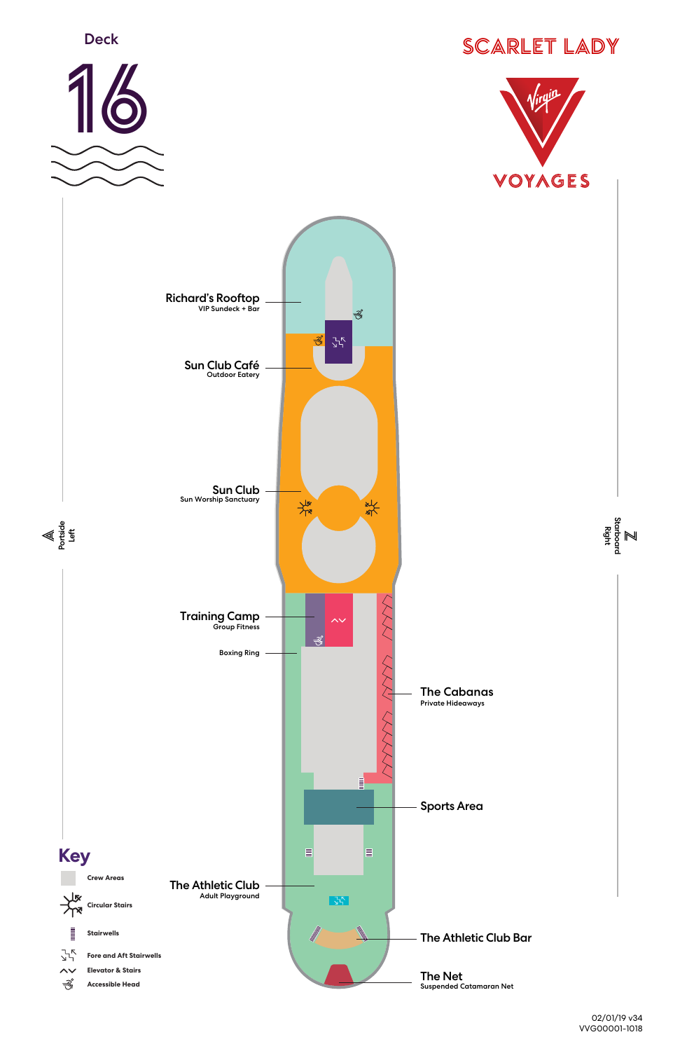# Deck 16

## SCARLET LADY

Virgin VOYAGES

Richard's Rooftop
VIP Sundeck + Bar

Sun Club Café
Outdoor Eatery

Sun Club
Sun Worship Sanctuary

Portside Left

Starboard Right

Training Camp
Group Fitness

Boxing Ring

The Cabanas
Private Hideaways

Sports Area

The Athletic Club
Adult Playground

The Athletic Club Bar

The Net
Suspended Catamaran Net

## Key

- Crew Areas
- Circular Stairs
- Stairwells
- Fore and Aft Stairwells
- Elevator & Stairs
- Accessible Head

02/01/19 v34
VVG00001-1018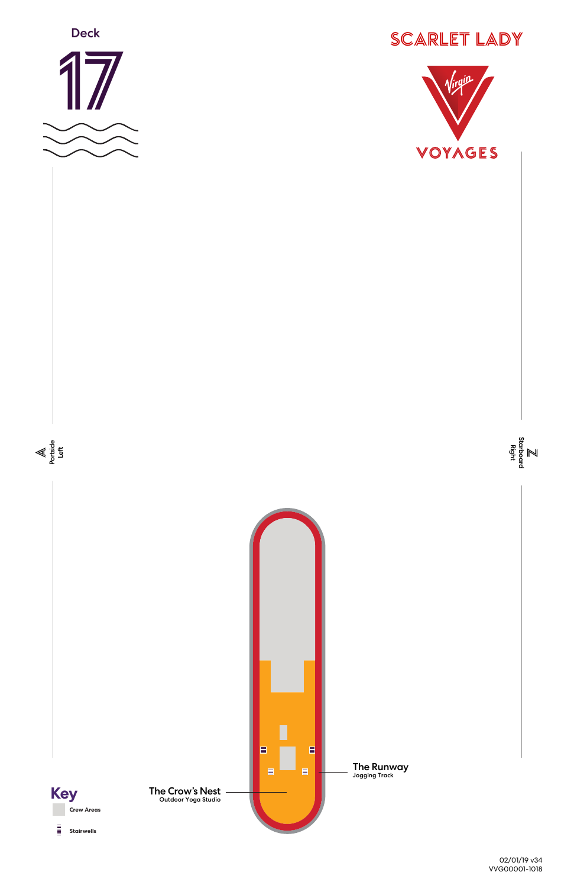Deck

# 17

SCARLET LADY

VOYAGES

Portside Left

Starboard Right

The Runway
Jogging Track

The Crow's Nest
Outdoor Yoga Studio

**Key**

Crew Areas

Stairwells

02/01/19 v34
VVG00001-1018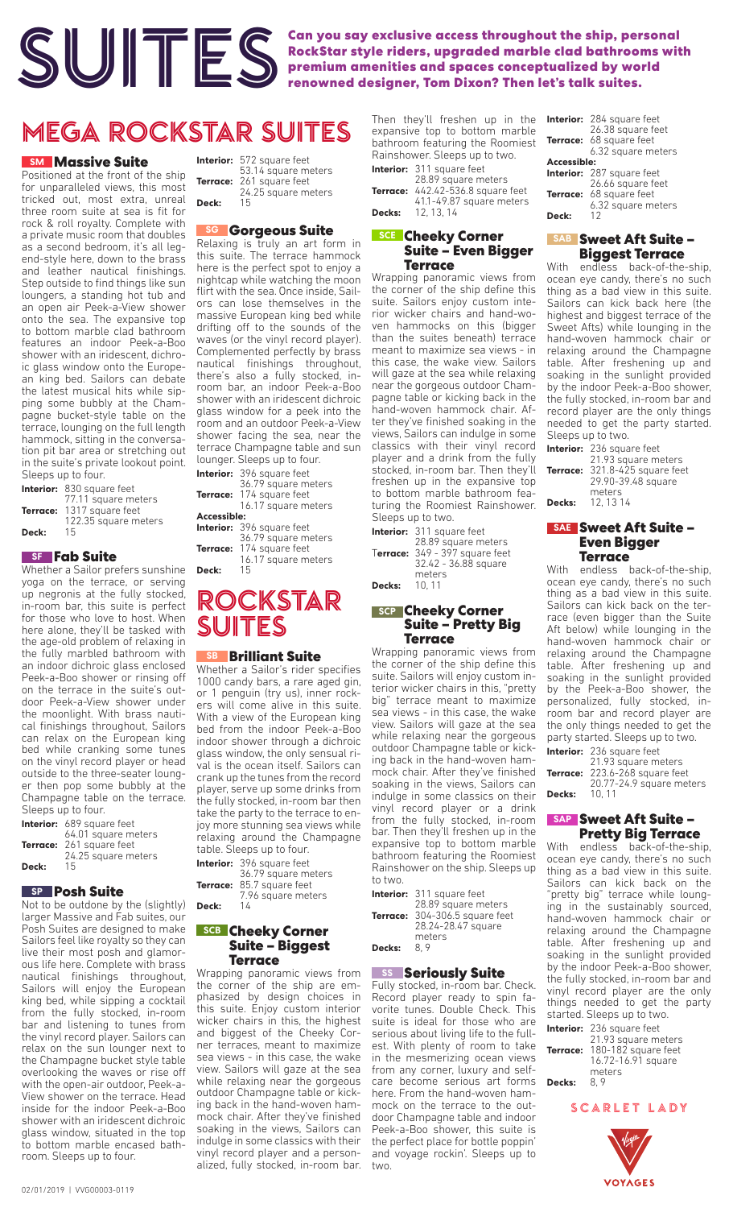# SUITES

**Can you say exclusive access throughout the ship, personal RockStar style riders, upgraded marble clad bathrooms with premium amenities and spaces conceptualized by world renowned designer, Tom Dixon? Then let's talk suites.**

## MEGA ROCKSTAR SUITES

### SM Massive Suite

Positioned at the front of the ship for unparalleled views, this most tricked out, most extra, unreal three room suite at sea is fit for rock & roll royalty. Complete with a private music room that doubles as a second bedroom, it's all legend-style here, down to the brass and leather nautical finishings. Step outside to find things like sun loungers, a standing hot tub and an open air Peek-a-View shower onto the sea. The expansive top to bottom marble clad bathroom features an indoor Peek-a-Boo shower with an iridescent, dichroic glass window onto the European king bed. Sailors can debate the latest musical hits while sipping some bubbly at the Champagne bucket-style table on the terrace, lounging on the full length hammock, sitting in the conversation pit bar area or stretching out in the suite's private lookout point. Sleeps up to four.

**Interior:** 830 square feet
77.11 square meters
**Terrace:** 1317 square feet
122.35 square meters
**Deck:** 15

### SF Fab Suite

Whether a Sailor prefers sunshine yoga on the terrace, or serving up negronis at the fully stocked, in-room bar, this suite is perfect for those who love to host. When here alone, they'll be tasked with the age-old problem of relaxing in the fully marbled bathroom with an indoor dichroic glass enclosed Peek-a-Boo shower or rinsing off on the terrace in the suite's outdoor Peek-a-View shower under the moonlight. With brass nautical finishings throughout, Sailors can relax on the European king bed while cranking some tunes on the vinyl record player or head outside to the three-seater lounger then pop some bubbly at the Champagne table on the terrace. Sleeps up to four.

**Interior:** 689 square feet
64.01 square meters
**Terrace:** 261 square feet
24.25 square meters
**Deck:** 15

### SP Posh Suite

Not to be outdone by the (slightly) larger Massive and Fab suites, our Posh Suites are designed to make Sailors feel like royalty so they can live their most posh and glamorous life here. Complete with brass nautical finishings throughout, Sailors will enjoy the European king bed, while sipping a cocktail from the fully stocked, in-room bar and listening to tunes from the vinyl record player. Sailors can relax on the sun lounger next to the Champagne bucket style table overlooking the waves or rise off with the open-air, outdoor, Peek-a-View shower on the terrace. Head inside for the indoor Peek-a-Boo shower with an iridescent dichroic glass window, situated in the top to bottom marble encased bathroom. Sleeps up to four.

**Interior:** 572 square feet
53.14 square meters
**Terrace:** 261 square feet
24.25 square meters
**Deck:** 15

### SG Gorgeous Suite

Relaxing is truly an art form in this suite. The terrace hammock here is the perfect spot to enjoy a nightcap while watching the moon flirt with the sea. Once inside, Sailors can lose themselves in the massive European king bed while drifting off to the sounds of the waves (or the vinyl record player). Complemented perfectly by brass nautical finishings throughout, there's also a fully stocked, in-room bar, an indoor Peek-a-Boo shower with an iridescent dichroic glass window for a peek into the room and an outdoor Peek-a-View shower facing the sea, near the terrace Champagne table and sun lounger. Sleeps up to four.

**Interior:** 396 square feet
36.79 square meters
**Terrace:** 174 square feet
16.17 square meters
**Accessible:**
**Interior:** 396 square feet
36.79 square meters
**Terrace:** 174 square feet
16.17 square meters
**Deck:** 15

## ROCKSTAR SUITES

### SB Brilliant Suite

Whether a Sailor's rider specifies 1000 candy bars, a rare aged gin, or 1 penguin (try us), inner rockers will come alive in this suite. With a view of the European king bed from the indoor Peek-a-Boo indoor shower through a dichroic glass window, the only sensual rival is the ocean itself. Sailors can crank up the tunes from the record player, serve up some drinks from the fully stocked, in-room bar then take the party to the terrace to enjoy more stunning sea views while relaxing around the Champagne table. Sleeps up to four.

**Interior:** 396 square feet
36.79 square meters
**Terrace:** 85.7 square feet
7.96 square meters
**Deck:** 14

### SCB Cheeky Corner Suite – Biggest Terrace

Wrapping panoramic views from the corner of the ship are emphasized by design choices in this suite. Enjoy custom interior wicker chairs in this, the highest and biggest of the Cheeky Corner terraces, meant to maximize sea views - in this case, the wake view. Sailors will gaze at the sea while relaxing near the gorgeous outdoor Champagne table or kicking back in the hand-woven hammock chair. After they've finished soaking in the views, Sailors can indulge in some classics with their vinyl record player and a personalized, fully stocked, in-room bar. Then they'll freshen up in the expansive top to bottom marble bathroom featuring the Roomiest Rainshower. Sleeps up to two.

**Interior:** 311 square feet
28.89 square meters
**Terrace:** 442.42-536.8 square feet
41.1-49.87 square meters
**Decks:** 12, 13, 14

### SCE Cheeky Corner Suite – Even Bigger Terrace

Wrapping panoramic views from the corner of the ship define this suite. Sailors enjoy custom interior wicker chairs and hand-woven hammocks on this (bigger than the suites beneath) terrace meant to maximize sea views - in this case, the wake view. Sailors will gaze at the sea while relaxing near the gorgeous outdoor Champagne table or kicking back in the hand-woven hammock chair. After they've finished soaking in the views, Sailors can indulge in some classics with their vinyl record player and a drink from the fully stocked, in-room bar. Then they'll freshen up in the expansive top to bottom marble bathroom featuring the Roomiest Rainshower. Sleeps up to two.

**Interior:** 311 square feet
28.89 square meters
**Terrace:** 349 - 397 square feet
32.42 - 36.88 square meters
**Decks:** 10, 11

### SCP Cheeky Corner Suite – Pretty Big Terrace

Wrapping panoramic views from the corner of the ship define this suite. Sailors will enjoy custom interior wicker chairs in this, "pretty big" terrace meant to maximize sea views - in this case, the wake view. Sailors will gaze at the sea while relaxing near the gorgeous outdoor Champagne table or kicking back in the hand-woven hammock chair. After they've finished soaking in the views, Sailors can indulge in some classics on their vinyl record player or a drink from the fully stocked, in-room bar. Then they'll freshen up in the expansive top to bottom marble bathroom featuring the Roomiest Rainshower on the ship. Sleeps up to two.

**Interior:** 311 square feet
28.89 square meters
**Terrace:** 304-306.5 square feet
28.24-28.47 square meters
**Decks:** 8, 9

### SS Seriously Suite

Fully stocked, in-room bar. Check. Record player ready to spin favorite tunes. Double Check. This suite is ideal for those who are serious about living life to the fullest. With plenty of room to take in the mesmerizing ocean views from any corner, luxury and self-care become serious art forms here. From the hand-woven hammock on the terrace to the outdoor Champagne table and indoor Peek-a-Boo shower, this suite is the perfect place for bottle poppin' and voyage rockin'. Sleeps up to two.

**Interior:** 284 square feet
26.38 square feet
**Terrace:** 68 square feet
6.32 square meters
**Accessible:**
**Interior:** 287 square feet
26.66 square feet
**Terrace:** 68 square feet
6.32 square meters
**Deck:** 12

### SAB Sweet Aft Suite – Biggest Terrace

With endless back-of-the-ship, ocean eye candy, there's no such thing as a bad view in this suite. Sailors can kick back here (the highest and biggest terrace of the Sweet Afts) while lounging in the hand-woven hammock chair or relaxing around the Champagne table. After freshening up and soaking in the sunlight provided by the indoor Peek-a-Boo shower, the fully stocked, in-room bar and record player are the only things needed to get the party started. Sleeps up to two.

**Interior:** 236 square feet
21.93 square meters
**Terrace:** 321.8-425 square feet
29.90-39.48 square meters
**Decks:** 12, 13 14

### SAE Sweet Aft Suite – Even Bigger Terrace

With endless back-of-the-ship, ocean eye candy, there's no such thing as a bad view in this suite. Sailors can kick back on the terrace (even bigger than the Suite Aft below) while lounging in the hand-woven hammock chair or relaxing around the Champagne table. After freshening up and soaking in the sunlight provided by the Peek-a-Boo shower, the personalized, fully stocked, in-room bar and record player are the only things needed to get the party started. Sleeps up to two.

**Interior:** 236 square feet
21.93 square meters
**Terrace:** 223.6-268 square feet
20.77-24.9 square meters
**Decks:** 10, 11

### SAP Sweet Aft Suite – Pretty Big Terrace

With endless back-of-the-ship, ocean eye candy, there's no such thing as a bad view in this suite. Sailors can kick back on the "pretty big" terrace while lounging in the sustainably sourced, hand-woven hammock chair or relaxing around the Champagne table. After freshening up and soaking in the sunlight provided by the indoor Peek-a-Boo shower, the fully stocked, in-room bar and vinyl record player are the only things needed to get the party started. Sleeps up to two.

**Interior:** 236 square feet
21.93 square meters
**Terrace:** 180-182 square feet
16.72-16.91 square meters
**Decks:** 8, 9

SCARLET LADY

VOYAGES

02/01/2019 | VVG00003-0119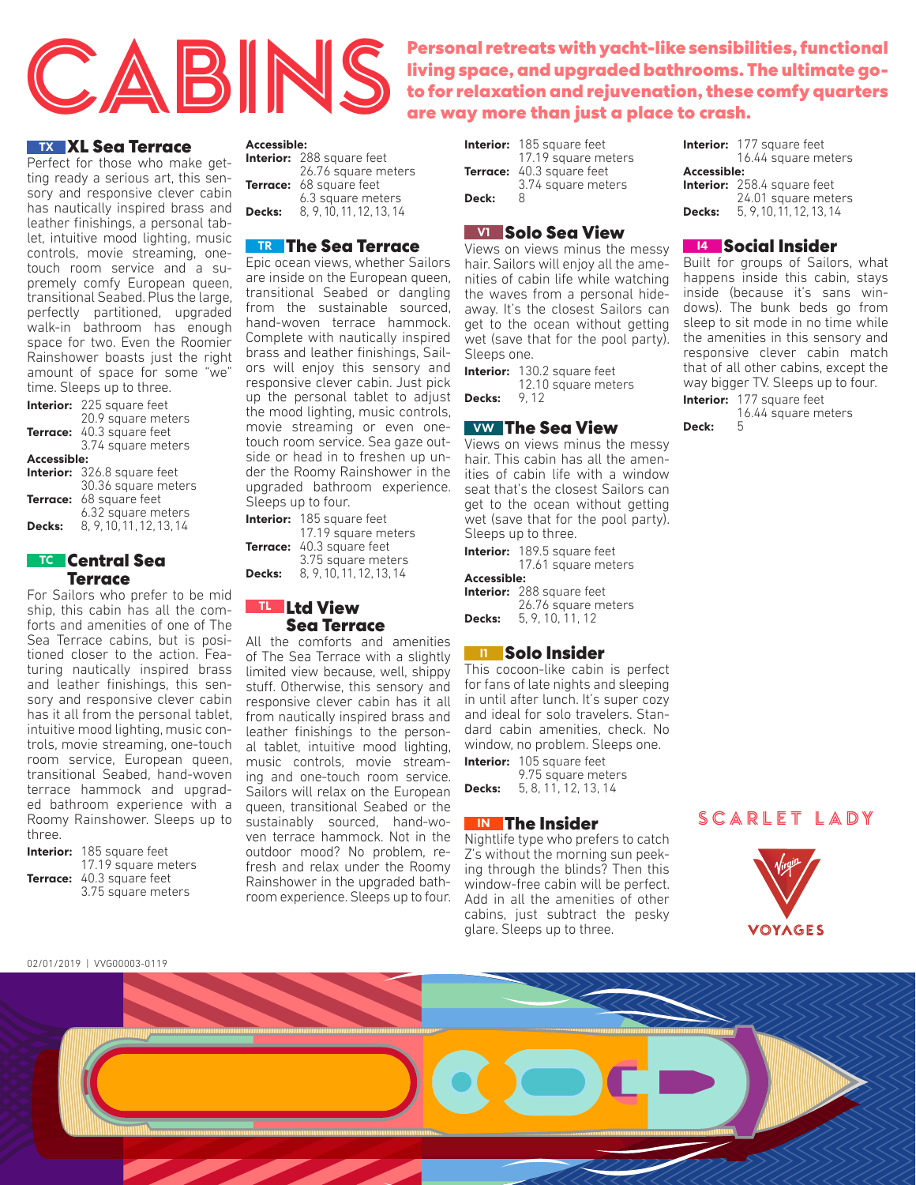# CABINS

**Personal retreats with yacht-like sensibilities, functional living space, and upgraded bathrooms. The ultimate go-to for relaxation and rejuvenation, these comfy quarters are way more than just a place to crash.**

## TX XL Sea Terrace

Perfect for those who make getting ready a serious art, this sensory and responsive clever cabin has nautically inspired brass and leather finishings, a personal tablet, intuitive mood lighting, music controls, movie streaming, one-touch room service and a supremely comfy European queen, transitional Seabed. Plus the large, perfectly partitioned, upgraded walk-in bathroom has enough space for two. Even the Roomier Rainshower boasts just the right amount of space for some "we" time. Sleeps up to three.

**Interior:** 225 square feet
20.9 square meters
**Terrace:** 40.3 square feet
3.74 square meters
**Accessible:**
**Interior:** 326.8 square feet
30.36 square meters
**Terrace:** 68 square feet
6.32 square meters
**Decks:** 8, 9, 10, 11, 12, 13, 14

## TC Central Sea Terrace

For Sailors who prefer to be mid ship, this cabin has all the comforts and amenities of one of The Sea Terrace cabins, but is positioned closer to the action. Featuring nautically inspired brass and leather finishings, this sensory and responsive clever cabin has it all from the personal tablet, intuitive mood lighting, music controls, movie streaming, one-touch room service, European queen, transitional Seabed, hand-woven terrace hammock and upgraded bathroom experience with a Roomy Rainshower. Sleeps up to three.

**Interior:** 185 square feet
17.19 square meters
**Terrace:** 40.3 square feet
3.75 square meters
**Accessible:**
**Interior:** 288 square feet
26.76 square meters
**Terrace:** 68 square feet
6.3 square meters
**Decks:** 8, 9, 10, 11, 12, 13, 14

## TR The Sea Terrace

Epic ocean views, whether Sailors are inside on the European queen, transitional Seabed or dangling from the sustainable sourced, hand-woven terrace hammock. Complete with nautically inspired brass and leather finishings, Sailors will enjoy this sensory and responsive clever cabin. Just pick up the personal tablet to adjust the mood lighting, music controls, movie streaming or even one-touch room service. Sea gaze outside or head in to freshen up under the Roomy Rainshower in the upgraded bathroom experience. Sleeps up to four.

**Interior:** 185 square feet
17.19 square meters
**Terrace:** 40.3 square feet
3.75 square meters
**Decks:** 8, 9, 10, 11, 12, 13, 14

## TL Ltd View Sea Terrace

All the comforts and amenities of The Sea Terrace with a slightly limited view because, well, shippy stuff. Otherwise, this sensory and responsive clever cabin has it all from nautically inspired brass and leather finishings to the personal tablet, intuitive mood lighting, music controls, movie streaming and one-touch room service. Sailors will relax on the European queen, transitional Seabed or the sustainably sourced, hand-woven terrace hammock. Not in the outdoor mood? No problem, refresh and relax under the Roomy Rainshower in the upgraded bathroom experience. Sleeps up to four.

**Interior:** 185 square feet
17.19 square meters
**Terrace:** 40.3 square feet
3.74 square meters
**Deck:** 8

## V1 Solo Sea View

Views on views minus the messy hair. Sailors will enjoy all the amenities of cabin life while watching the waves from a personal hideaway. It's the closest Sailors can get to the ocean without getting wet (save that for the pool party). Sleeps one.

**Interior:** 130.2 square feet
12.10 square meters
**Decks:** 9, 12

## VW The Sea View

Views on views minus the messy hair. This cabin has all the amenities of cabin life with a window seat that's the closest Sailors can get to the ocean without getting wet (save that for the pool party). Sleeps up to three.

**Interior:** 189.5 square feet
17.61 square meters
**Accessible:**
**Interior:** 288 square feet
26.76 square meters
**Decks:** 5, 9, 10, 11, 12

## I1 Solo Insider

This cocoon-like cabin is perfect for fans of late nights and sleeping in until after lunch. It's super cozy and ideal for solo travelers. Standard cabin amenities, check. No window, no problem. Sleeps one.

**Interior:** 105 square feet
9.75 square meters
**Decks:** 5, 8, 11, 12, 13, 14

## IN The Insider

Nightlife type who prefers to catch Z's without the morning sun peeking through the blinds? Then this window-free cabin will be perfect. Add in all the amenities of other cabins, just subtract the pesky glare. Sleeps up to three.

**Interior:** 177 square feet
16.44 square meters
**Accessible:**
**Interior:** 258.4 square feet
24.01 square meters
**Decks:** 5, 9, 10, 11, 12, 13, 14

## I4 Social Insider

Built for groups of Sailors, what happens inside this cabin, stays inside (because it's sans windows). The bunk beds go from sleep to sit mode in no time while the amenities in this sensory and responsive clever cabin match that of all other cabins, except the way bigger TV. Sleeps up to four.

**Interior:** 177 square feet
16.44 square meters
**Deck:** 5

SCARLET LADY

VOYAGES

02/01/2019 | VVG00003-0119